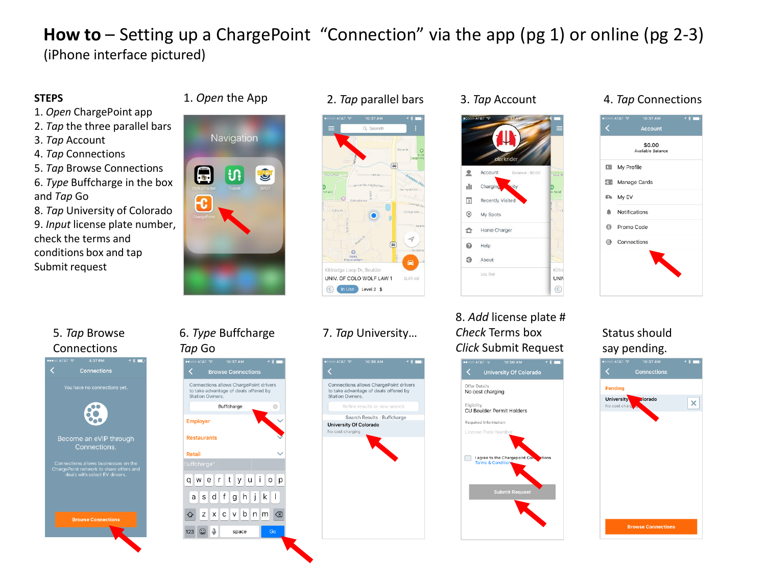# **How to** – Setting up a ChargePoint "Connection" via the app (pg 1) or online (pg 2-3)

(iPhone interface pictured)

**STEPS**

1. *Open* ChargePoint app
2. *Tap* the three parallel bars
3. *Tap* Account
4. *Tap* Connections
5. *Tap* Browse Connections
6. *Type* Buffcharge in the box and *Tap* Go
8. *Tap* University of Colorado
9. *Input* license plate number, check the terms and conditions box and tap Submit request

1. *Open* the App

2. *Tap* parallel bars

3. *Tap* Account

4. *Tap* Connections

5. *Tap* Browse Connections

6. *Type* Buffcharge
*Tap* Go

7. *Tap* University…

8. *Add* license plate #
*Check* Terms box
*Click* Submit Request

Status should say pending.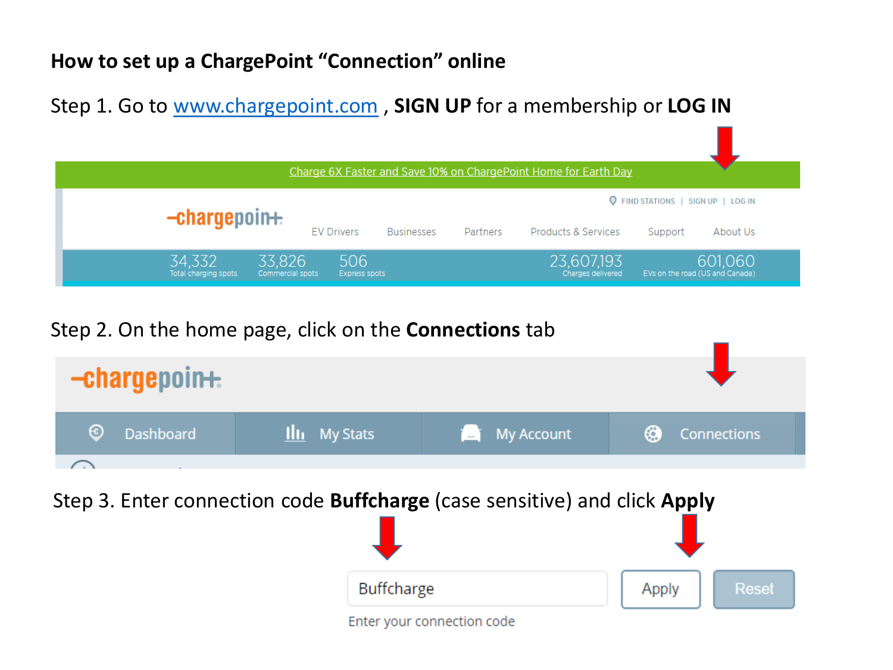**How to set up a ChargePoint "Connection" online**

Step 1. Go to www.chargepoint.com , **SIGN UP** for a membership or **LOG IN**

Step 2. On the home page, click on the **Connections** tab

Step 3. Enter connection code **Buffcharge** (case sensitive) and click **Apply**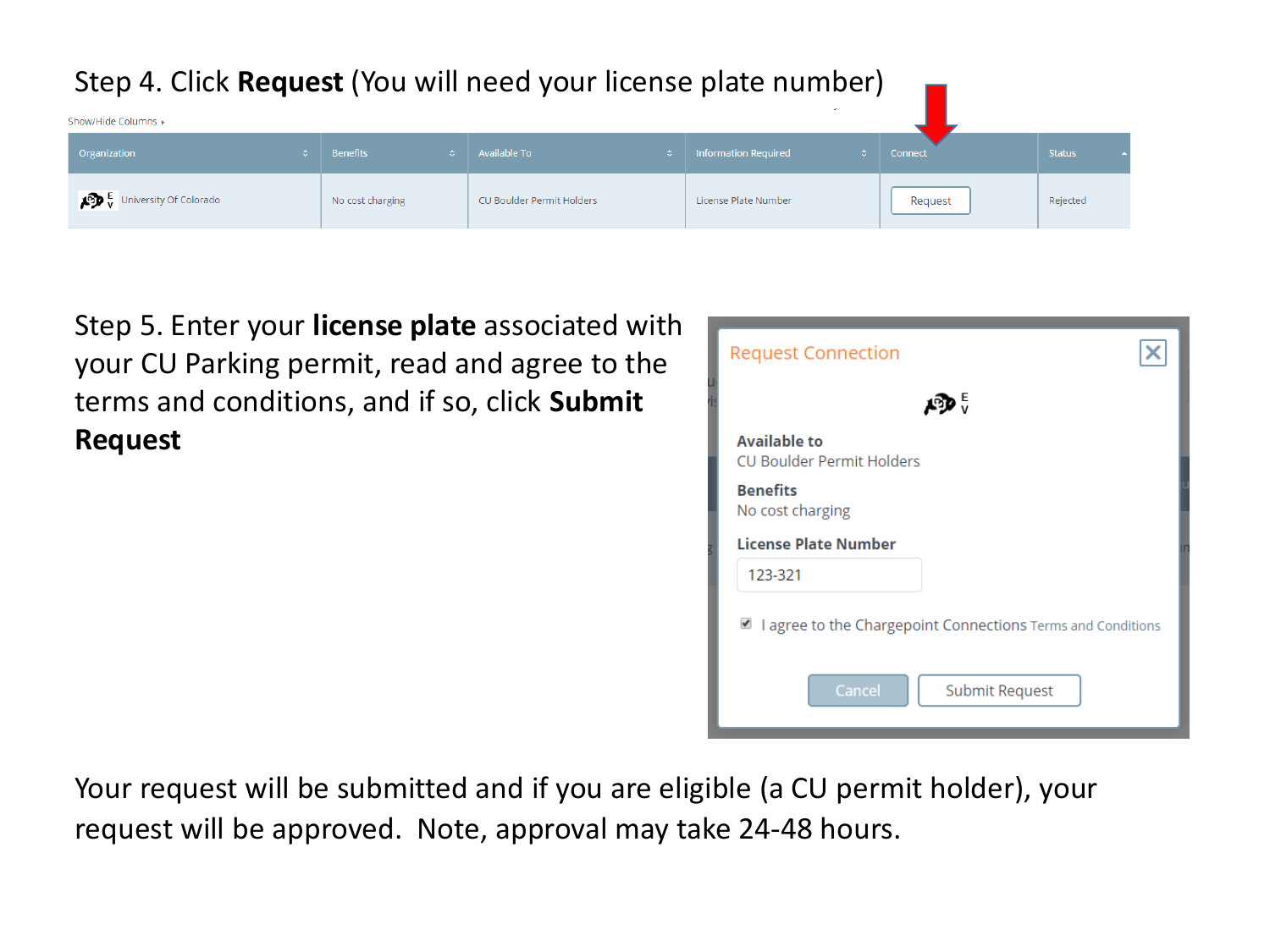Step 4. Click **Request** (You will need your license plate number)

Show/Hide Columns

| Organization | Benefits | Available To | Information Required | Connect | Status |
|---|---|---|---|---|---|
| University Of Colorado | No cost charging | CU Boulder Permit Holders | License Plate Number | Request | Rejected |

Step 5. Enter your **license plate** associated with your CU Parking permit, read and agree to the terms and conditions, and if so, click **Submit Request**

Request Connection

**Available to**
CU Boulder Permit Holders

**Benefits**
No cost charging

**License Plate Number**
123-321

I agree to the Chargepoint Connections Terms and Conditions

Cancel | Submit Request

Your request will be submitted and if you are eligible (a CU permit holder), your request will be approved. Note, approval may take 24-48 hours.